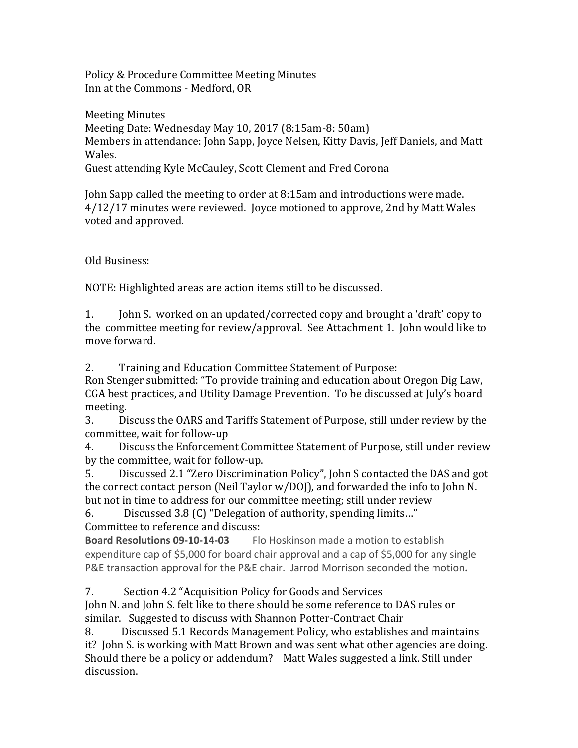Policy & Procedure Committee Meeting Minutes
Inn at the Commons - Medford, OR

Meeting Minutes
Meeting Date: Wednesday May 10, 2017 (8:15am-8: 50am)
Members in attendance: John Sapp, Joyce Nelsen, Kitty Davis, Jeff Daniels, and Matt Wales.
Guest attending Kyle McCauley, Scott Clement and Fred Corona

John Sapp called the meeting to order at 8:15am and introductions were made. 4/12/17 minutes were reviewed. Joyce motioned to approve, 2nd by Matt Wales voted and approved.

Old Business:

NOTE: Highlighted areas are action items still to be discussed.

1. John S. worked on an updated/corrected copy and brought a 'draft' copy to the committee meeting for review/approval. See Attachment 1. John would like to move forward.

2. Training and Education Committee Statement of Purpose:
Ron Stenger submitted: "To provide training and education about Oregon Dig Law, CGA best practices, and Utility Damage Prevention. To be discussed at July's board meeting.

3. Discuss the OARS and Tariffs Statement of Purpose, still under review by the committee, wait for follow-up

4. Discuss the Enforcement Committee Statement of Purpose, still under review by the committee, wait for follow-up.

5. Discussed 2.1 "Zero Discrimination Policy", John S contacted the DAS and got the correct contact person (Neil Taylor w/DOJ), and forwarded the info to John N. but not in time to address for our committee meeting; still under review

6. Discussed 3.8 (C) "Delegation of authority, spending limits…"
Committee to reference and discuss:
**Board Resolutions 09-10-14-03** Flo Hoskinson made a motion to establish expenditure cap of $5,000 for board chair approval and a cap of $5,000 for any single P&E transaction approval for the P&E chair. Jarrod Morrison seconded the motion.

7. Section 4.2 "Acquisition Policy for Goods and Services
John N. and John S. felt like to there should be some reference to DAS rules or similar. Suggested to discuss with Shannon Potter-Contract Chair

8. Discussed 5.1 Records Management Policy, who establishes and maintains it? John S. is working with Matt Brown and was sent what other agencies are doing. Should there be a policy or addendum? Matt Wales suggested a link. Still under discussion.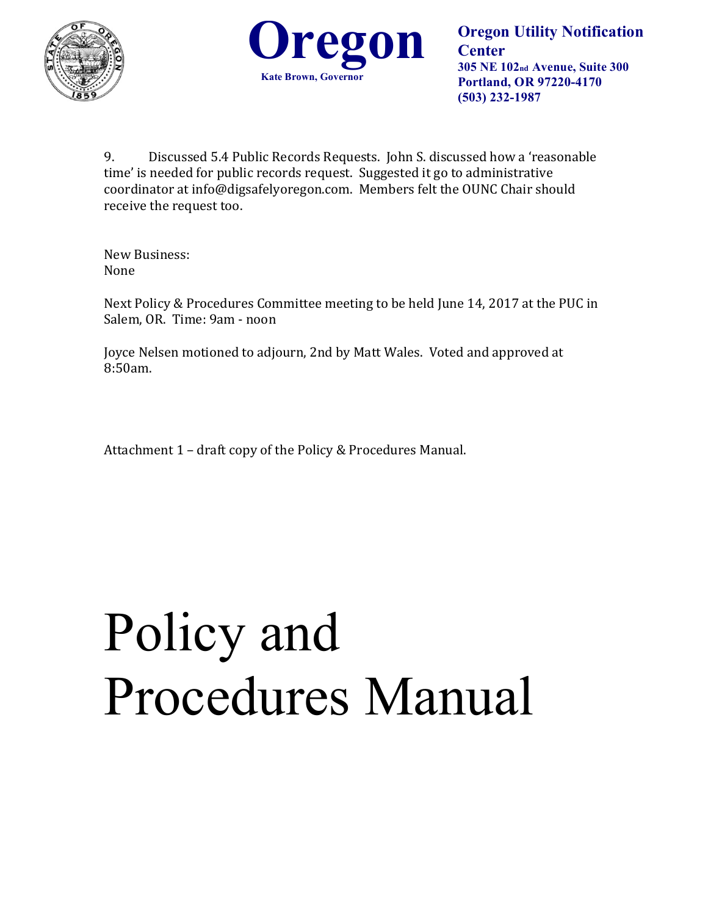9. Discussed 5.4 Public Records Requests. John S. discussed how a 'reasonable time' is needed for public records request. Suggested it go to administrative coordinator at info@digsafelyoregon.com. Members felt the OUNC Chair should receive the request too.

New Business:
None

Next Policy & Procedures Committee meeting to be held June 14, 2017 at the PUC in Salem, OR. Time: 9am - noon

Joyce Nelsen motioned to adjourn, 2nd by Matt Wales. Voted and approved at 8:50am.

Attachment 1 – draft copy of the Policy & Procedures Manual.

# Policy and Procedures Manual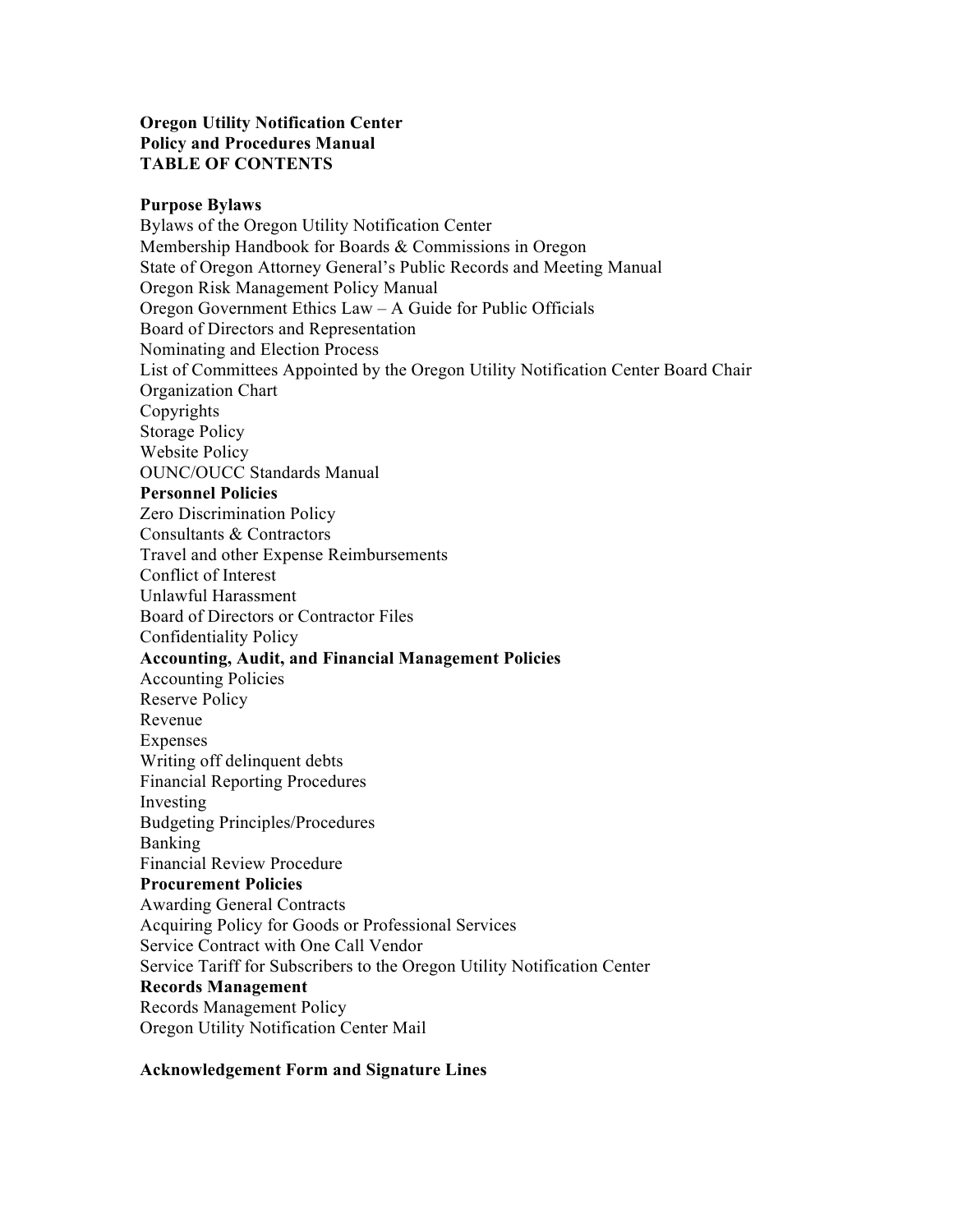**Oregon Utility Notification Center**
**Policy and Procedures Manual**
**TABLE OF CONTENTS**

**Purpose Bylaws**

Bylaws of the Oregon Utility Notification Center
Membership Handbook for Boards & Commissions in Oregon
State of Oregon Attorney General's Public Records and Meeting Manual
Oregon Risk Management Policy Manual
Oregon Government Ethics Law – A Guide for Public Officials
Board of Directors and Representation
Nominating and Election Process
List of Committees Appointed by the Oregon Utility Notification Center Board Chair
Organization Chart
Copyrights
Storage Policy
Website Policy
OUNC/OUCC Standards Manual

**Personnel Policies**

Zero Discrimination Policy
Consultants & Contractors
Travel and other Expense Reimbursements
Conflict of Interest
Unlawful Harassment
Board of Directors or Contractor Files
Confidentiality Policy

**Accounting, Audit, and Financial Management Policies**

Accounting Policies
Reserve Policy
Revenue
Expenses
Writing off delinquent debts
Financial Reporting Procedures
Investing
Budgeting Principles/Procedures
Banking
Financial Review Procedure

**Procurement Policies**

Awarding General Contracts
Acquiring Policy for Goods or Professional Services
Service Contract with One Call Vendor
Service Tariff for Subscribers to the Oregon Utility Notification Center

**Records Management**

Records Management Policy
Oregon Utility Notification Center Mail

**Acknowledgement Form and Signature Lines**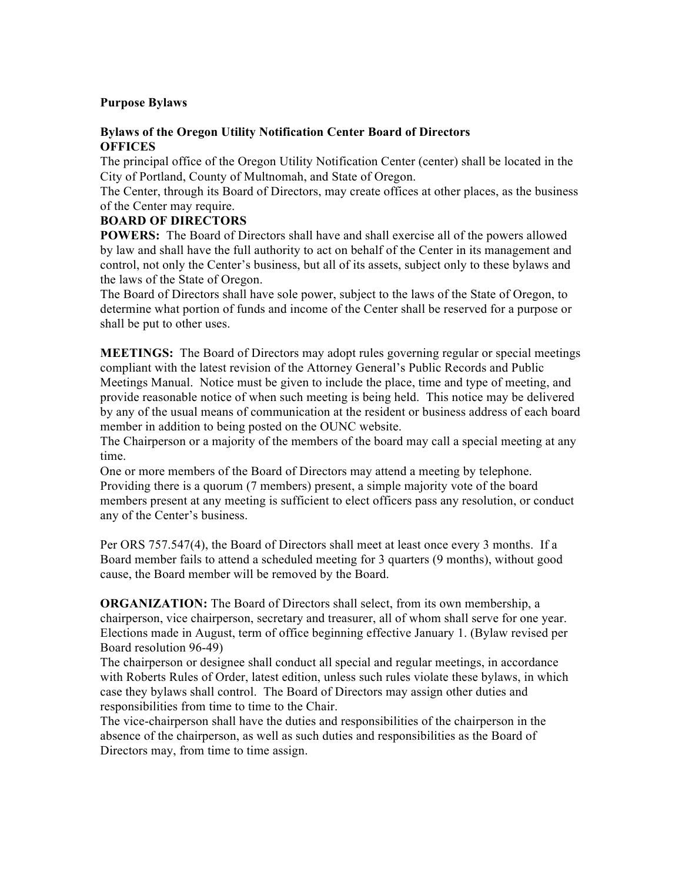**Purpose Bylaws**

**Bylaws of the Oregon Utility Notification Center Board of Directors**

**OFFICES**

The principal office of the Oregon Utility Notification Center (center) shall be located in the City of Portland, County of Multnomah, and State of Oregon.

The Center, through its Board of Directors, may create offices at other places, as the business of the Center may require.

**BOARD OF DIRECTORS**

**POWERS:** The Board of Directors shall have and shall exercise all of the powers allowed by law and shall have the full authority to act on behalf of the Center in its management and control, not only the Center's business, but all of its assets, subject only to these bylaws and the laws of the State of Oregon.

The Board of Directors shall have sole power, subject to the laws of the State of Oregon, to determine what portion of funds and income of the Center shall be reserved for a purpose or shall be put to other uses.

**MEETINGS:** The Board of Directors may adopt rules governing regular or special meetings compliant with the latest revision of the Attorney General's Public Records and Public Meetings Manual. Notice must be given to include the place, time and type of meeting, and provide reasonable notice of when such meeting is being held. This notice may be delivered by any of the usual means of communication at the resident or business address of each board member in addition to being posted on the OUNC website.

The Chairperson or a majority of the members of the board may call a special meeting at any time.

One or more members of the Board of Directors may attend a meeting by telephone. Providing there is a quorum (7 members) present, a simple majority vote of the board members present at any meeting is sufficient to elect officers pass any resolution, or conduct any of the Center's business.

Per ORS 757.547(4), the Board of Directors shall meet at least once every 3 months. If a Board member fails to attend a scheduled meeting for 3 quarters (9 months), without good cause, the Board member will be removed by the Board.

**ORGANIZATION:** The Board of Directors shall select, from its own membership, a chairperson, vice chairperson, secretary and treasurer, all of whom shall serve for one year. Elections made in August, term of office beginning effective January 1. (Bylaw revised per Board resolution 96-49)

The chairperson or designee shall conduct all special and regular meetings, in accordance with Roberts Rules of Order, latest edition, unless such rules violate these bylaws, in which case they bylaws shall control. The Board of Directors may assign other duties and responsibilities from time to time to the Chair.

The vice-chairperson shall have the duties and responsibilities of the chairperson in the absence of the chairperson, as well as such duties and responsibilities as the Board of Directors may, from time to time assign.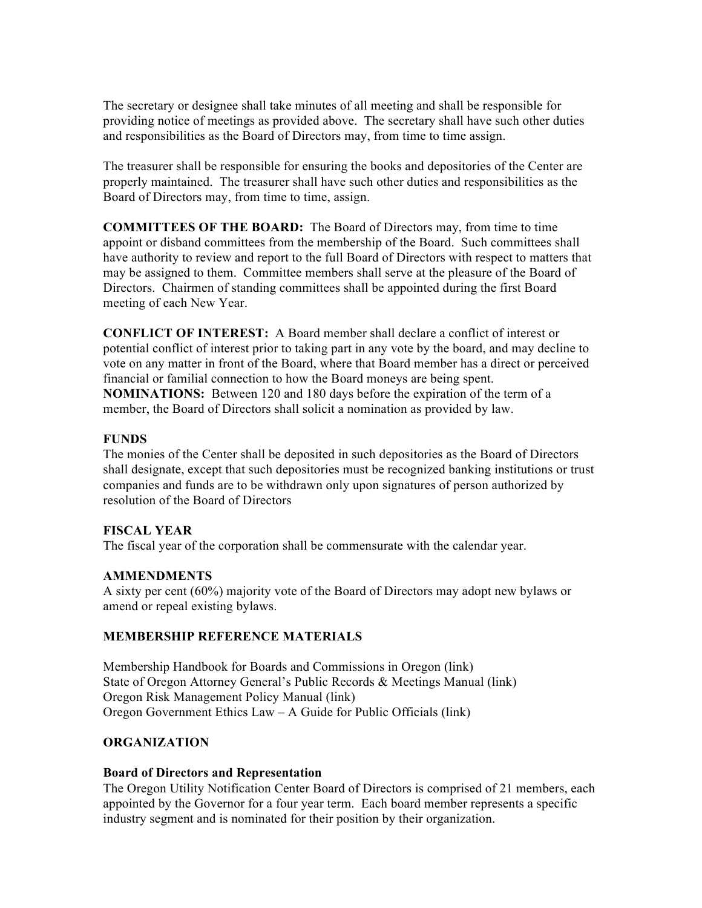The secretary or designee shall take minutes of all meeting and shall be responsible for providing notice of meetings as provided above. The secretary shall have such other duties and responsibilities as the Board of Directors may, from time to time assign.

The treasurer shall be responsible for ensuring the books and depositories of the Center are properly maintained. The treasurer shall have such other duties and responsibilities as the Board of Directors may, from time to time, assign.

**COMMITTEES OF THE BOARD:** The Board of Directors may, from time to time appoint or disband committees from the membership of the Board. Such committees shall have authority to review and report to the full Board of Directors with respect to matters that may be assigned to them. Committee members shall serve at the pleasure of the Board of Directors. Chairmen of standing committees shall be appointed during the first Board meeting of each New Year.

**CONFLICT OF INTEREST:** A Board member shall declare a conflict of interest or potential conflict of interest prior to taking part in any vote by the board, and may decline to vote on any matter in front of the Board, where that Board member has a direct or perceived financial or familial connection to how the Board moneys are being spent.
**NOMINATIONS:** Between 120 and 180 days before the expiration of the term of a member, the Board of Directors shall solicit a nomination as provided by law.

**FUNDS**
The monies of the Center shall be deposited in such depositories as the Board of Directors shall designate, except that such depositories must be recognized banking institutions or trust companies and funds are to be withdrawn only upon signatures of person authorized by resolution of the Board of Directors

**FISCAL YEAR**
The fiscal year of the corporation shall be commensurate with the calendar year.

**AMMENDMENTS**
A sixty per cent (60%) majority vote of the Board of Directors may adopt new bylaws or amend or repeal existing bylaws.

**MEMBERSHIP REFERENCE MATERIALS**

Membership Handbook for Boards and Commissions in Oregon (link)
State of Oregon Attorney General's Public Records & Meetings Manual (link)
Oregon Risk Management Policy Manual (link)
Oregon Government Ethics Law – A Guide for Public Officials (link)

**ORGANIZATION**

**Board of Directors and Representation**
The Oregon Utility Notification Center Board of Directors is comprised of 21 members, each appointed by the Governor for a four year term. Each board member represents a specific industry segment and is nominated for their position by their organization.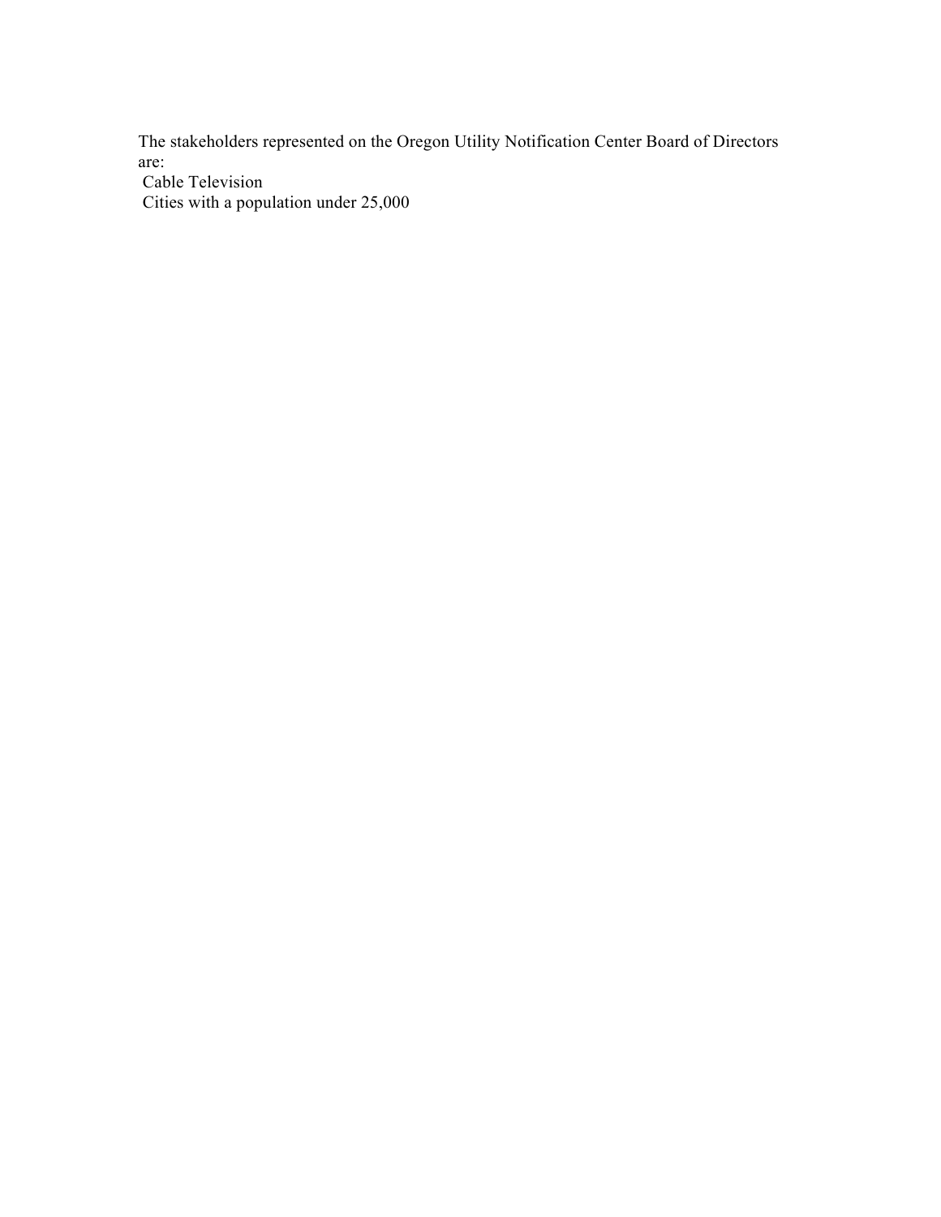The stakeholders represented on the Oregon Utility Notification Center Board of Directors are:

- Cable Television
- Cities with a population under 25,000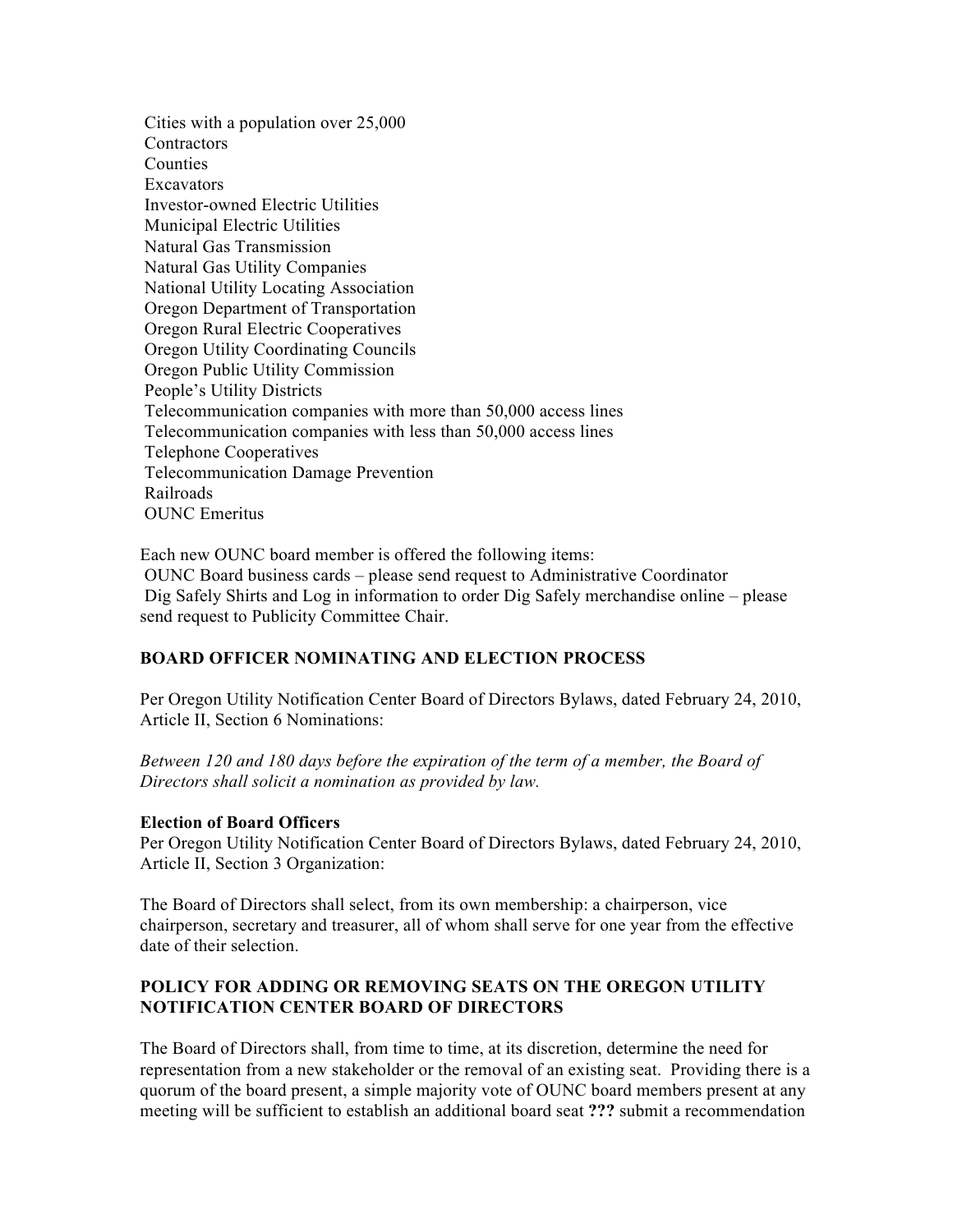- Cities with a population over 25,000
- Contractors
- Counties
- Excavators
- Investor-owned Electric Utilities
- Municipal Electric Utilities
- Natural Gas Transmission
- Natural Gas Utility Companies
- National Utility Locating Association
- Oregon Department of Transportation
- Oregon Rural Electric Cooperatives
- Oregon Utility Coordinating Councils
- Oregon Public Utility Commission
- People's Utility Districts
- Telecommunication companies with more than 50,000 access lines
- Telecommunication companies with less than 50,000 access lines
- Telephone Cooperatives
- Telecommunication Damage Prevention
- Railroads
- OUNC Emeritus

Each new OUNC board member is offered the following items:

- OUNC Board business cards – please send request to Administrative Coordinator
- Dig Safely Shirts and Log in information to order Dig Safely merchandise online – please send request to Publicity Committee Chair.

## BOARD OFFICER NOMINATING AND ELECTION PROCESS

Per Oregon Utility Notification Center Board of Directors Bylaws, dated February 24, 2010, Article II, Section 6 Nominations:

*Between 120 and 180 days before the expiration of the term of a member, the Board of Directors shall solicit a nomination as provided by law.*

### Election of Board Officers

Per Oregon Utility Notification Center Board of Directors Bylaws, dated February 24, 2010, Article II, Section 3 Organization:

The Board of Directors shall select, from its own membership: a chairperson, vice chairperson, secretary and treasurer, all of whom shall serve for one year from the effective date of their selection.

## POLICY FOR ADDING OR REMOVING SEATS ON THE OREGON UTILITY NOTIFICATION CENTER BOARD OF DIRECTORS

The Board of Directors shall, from time to time, at its discretion, determine the need for representation from a new stakeholder or the removal of an existing seat. Providing there is a quorum of the board present, a simple majority vote of OUNC board members present at any meeting will be sufficient to establish an additional board seat **???** submit a recommendation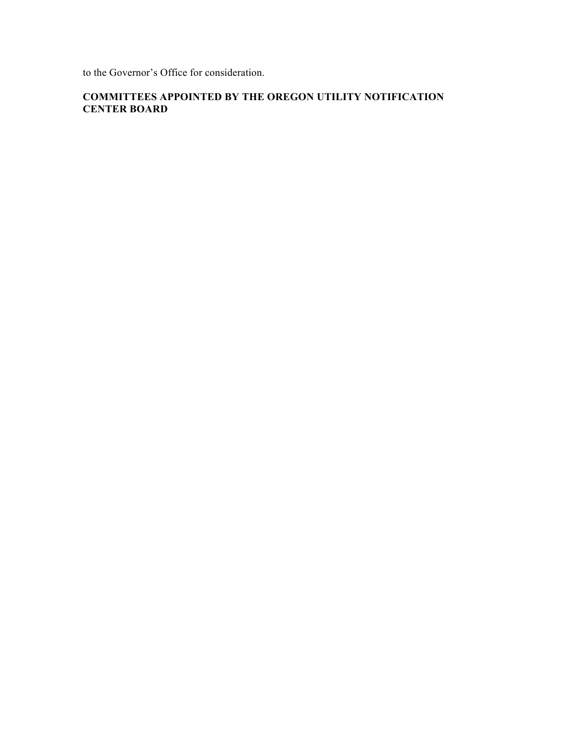to the Governor's Office for consideration.

**COMMITTEES APPOINTED BY THE OREGON UTILITY NOTIFICATION CENTER BOARD**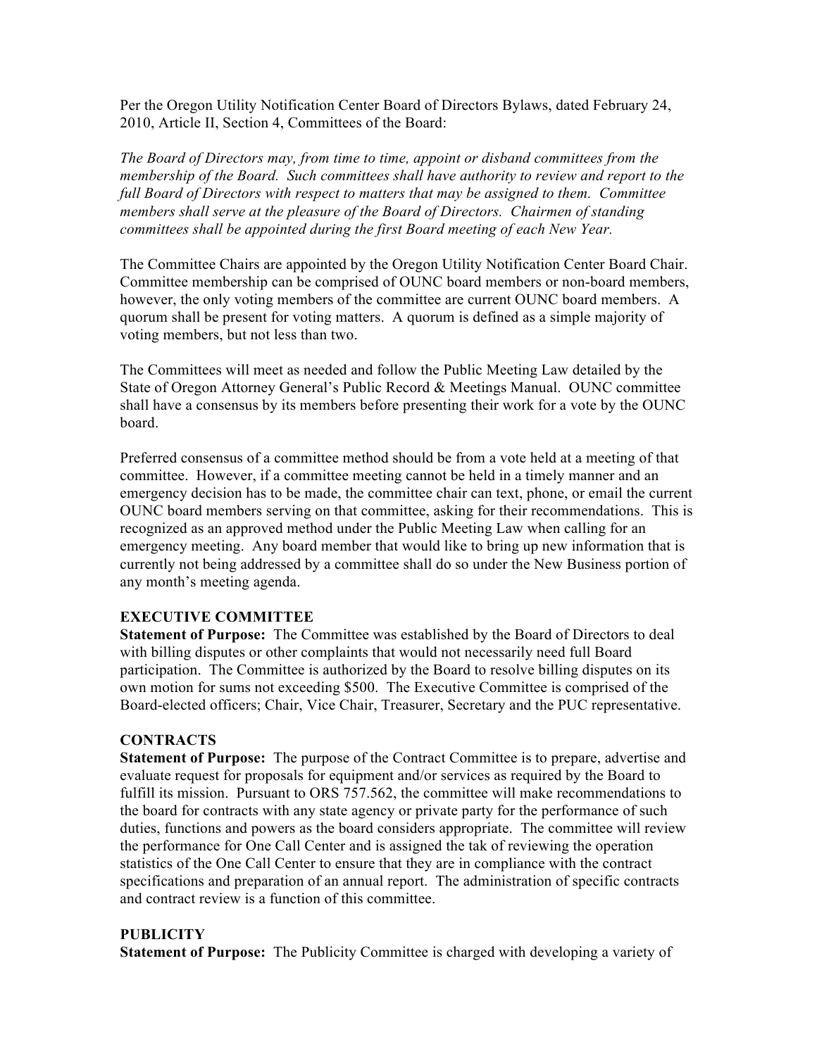Per the Oregon Utility Notification Center Board of Directors Bylaws, dated February 24, 2010, Article II, Section 4, Committees of the Board:

*The Board of Directors may, from time to time, appoint or disband committees from the membership of the Board. Such committees shall have authority to review and report to the full Board of Directors with respect to matters that may be assigned to them. Committee members shall serve at the pleasure of the Board of Directors. Chairmen of standing committees shall be appointed during the first Board meeting of each New Year.*

The Committee Chairs are appointed by the Oregon Utility Notification Center Board Chair. Committee membership can be comprised of OUNC board members or non-board members, however, the only voting members of the committee are current OUNC board members. A quorum shall be present for voting matters. A quorum is defined as a simple majority of voting members, but not less than two.

The Committees will meet as needed and follow the Public Meeting Law detailed by the State of Oregon Attorney General's Public Record & Meetings Manual. OUNC committee shall have a consensus by its members before presenting their work for a vote by the OUNC board.

Preferred consensus of a committee method should be from a vote held at a meeting of that committee. However, if a committee meeting cannot be held in a timely manner and an emergency decision has to be made, the committee chair can text, phone, or email the current OUNC board members serving on that committee, asking for their recommendations. This is recognized as an approved method under the Public Meeting Law when calling for an emergency meeting. Any board member that would like to bring up new information that is currently not being addressed by a committee shall do so under the New Business portion of any month's meeting agenda.

**EXECUTIVE COMMITTEE**

**Statement of Purpose:** The Committee was established by the Board of Directors to deal with billing disputes or other complaints that would not necessarily need full Board participation. The Committee is authorized by the Board to resolve billing disputes on its own motion for sums not exceeding $500. The Executive Committee is comprised of the Board-elected officers; Chair, Vice Chair, Treasurer, Secretary and the PUC representative.

**CONTRACTS**

**Statement of Purpose:** The purpose of the Contract Committee is to prepare, advertise and evaluate request for proposals for equipment and/or services as required by the Board to fulfill its mission. Pursuant to ORS 757.562, the committee will make recommendations to the board for contracts with any state agency or private party for the performance of such duties, functions and powers as the board considers appropriate. The committee will review the performance for One Call Center and is assigned the tak of reviewing the operation statistics of the One Call Center to ensure that they are in compliance with the contract specifications and preparation of an annual report. The administration of specific contracts and contract review is a function of this committee.

**PUBLICITY**

**Statement of Purpose:** The Publicity Committee is charged with developing a variety of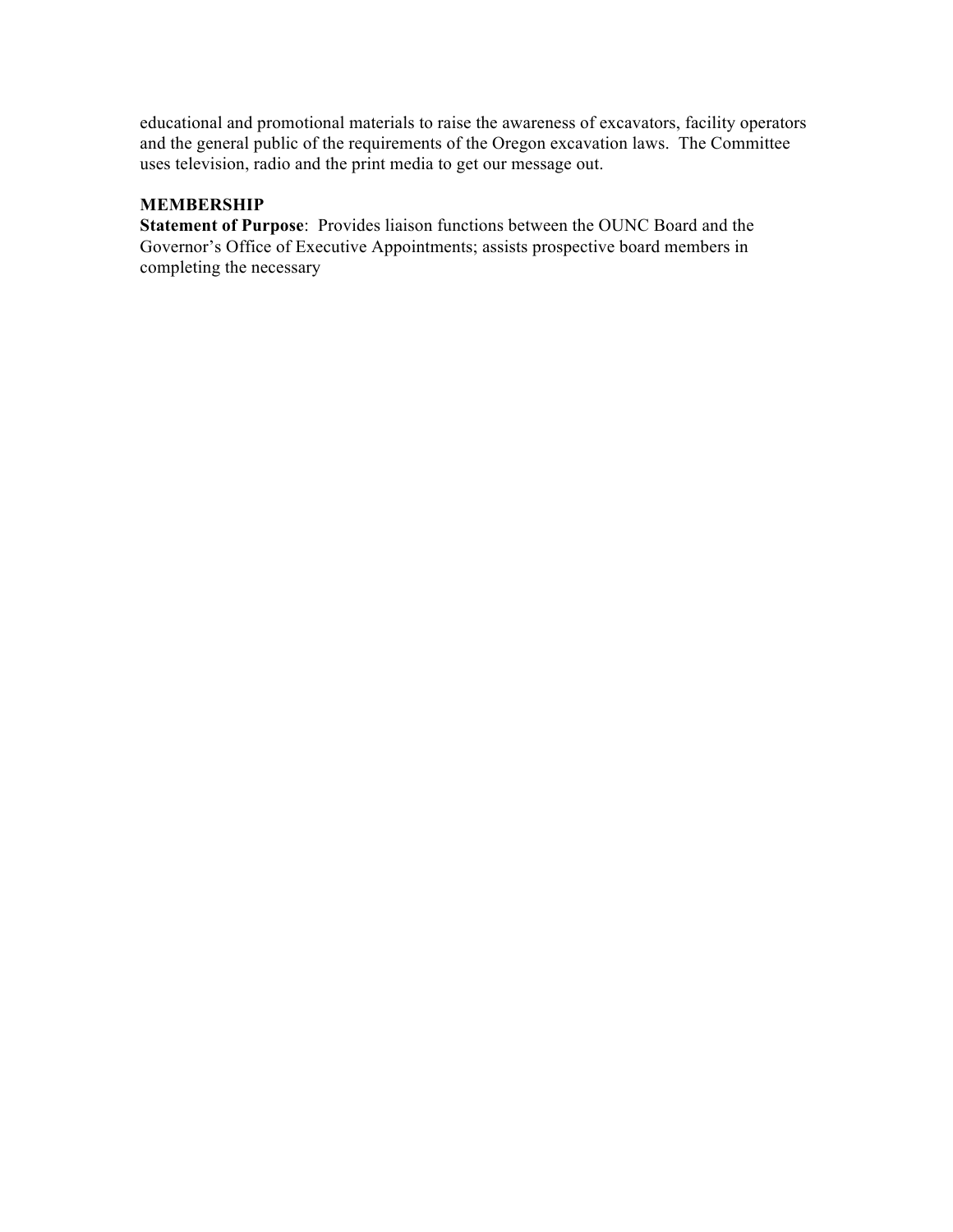educational and promotional materials to raise the awareness of excavators, facility operators and the general public of the requirements of the Oregon excavation laws. The Committee uses television, radio and the print media to get our message out.

**MEMBERSHIP**

**Statement of Purpose**: Provides liaison functions between the OUNC Board and the Governor's Office of Executive Appointments; assists prospective board members in completing the necessary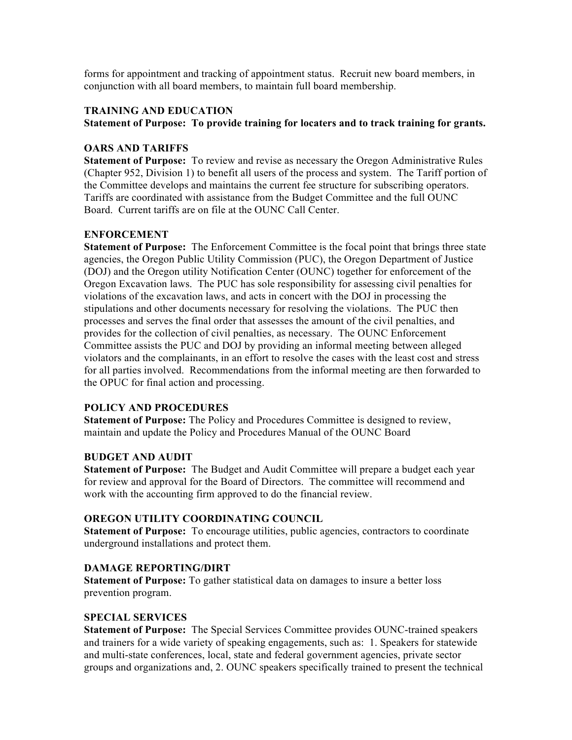forms for appointment and tracking of appointment status. Recruit new board members, in conjunction with all board members, to maintain full board membership.

### TRAINING AND EDUCATION

**Statement of Purpose: To provide training for locaters and to track training for grants.**

### OARS AND TARIFFS

**Statement of Purpose:** To review and revise as necessary the Oregon Administrative Rules (Chapter 952, Division 1) to benefit all users of the process and system. The Tariff portion of the Committee develops and maintains the current fee structure for subscribing operators. Tariffs are coordinated with assistance from the Budget Committee and the full OUNC Board. Current tariffs are on file at the OUNC Call Center.

### ENFORCEMENT

**Statement of Purpose:** The Enforcement Committee is the focal point that brings three state agencies, the Oregon Public Utility Commission (PUC), the Oregon Department of Justice (DOJ) and the Oregon utility Notification Center (OUNC) together for enforcement of the Oregon Excavation laws. The PUC has sole responsibility for assessing civil penalties for violations of the excavation laws, and acts in concert with the DOJ in processing the stipulations and other documents necessary for resolving the violations. The PUC then processes and serves the final order that assesses the amount of the civil penalties, and provides for the collection of civil penalties, as necessary. The OUNC Enforcement Committee assists the PUC and DOJ by providing an informal meeting between alleged violators and the complainants, in an effort to resolve the cases with the least cost and stress for all parties involved. Recommendations from the informal meeting are then forwarded to the OPUC for final action and processing.

### POLICY AND PROCEDURES

**Statement of Purpose:** The Policy and Procedures Committee is designed to review, maintain and update the Policy and Procedures Manual of the OUNC Board

### BUDGET AND AUDIT

**Statement of Purpose:** The Budget and Audit Committee will prepare a budget each year for review and approval for the Board of Directors. The committee will recommend and work with the accounting firm approved to do the financial review.

### OREGON UTILITY COORDINATING COUNCIL

**Statement of Purpose:** To encourage utilities, public agencies, contractors to coordinate underground installations and protect them.

### DAMAGE REPORTING/DIRT

**Statement of Purpose:** To gather statistical data on damages to insure a better loss prevention program.

### SPECIAL SERVICES

**Statement of Purpose:** The Special Services Committee provides OUNC-trained speakers and trainers for a wide variety of speaking engagements, such as: 1. Speakers for statewide and multi-state conferences, local, state and federal government agencies, private sector groups and organizations and, 2. OUNC speakers specifically trained to present the technical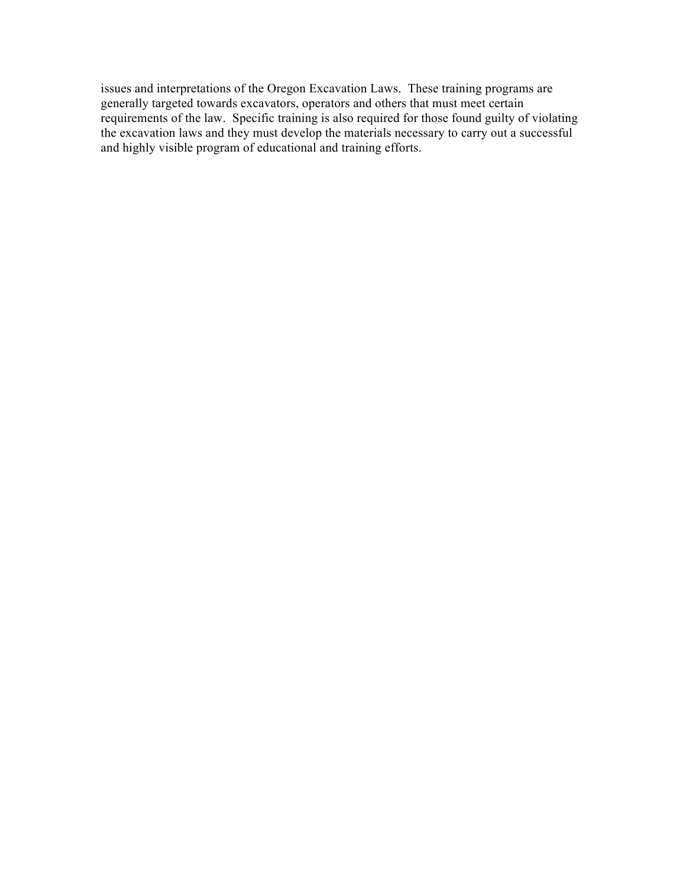issues and interpretations of the Oregon Excavation Laws. These training programs are generally targeted towards excavators, operators and others that must meet certain requirements of the law. Specific training is also required for those found guilty of violating the excavation laws and they must develop the materials necessary to carry out a successful and highly visible program of educational and training efforts.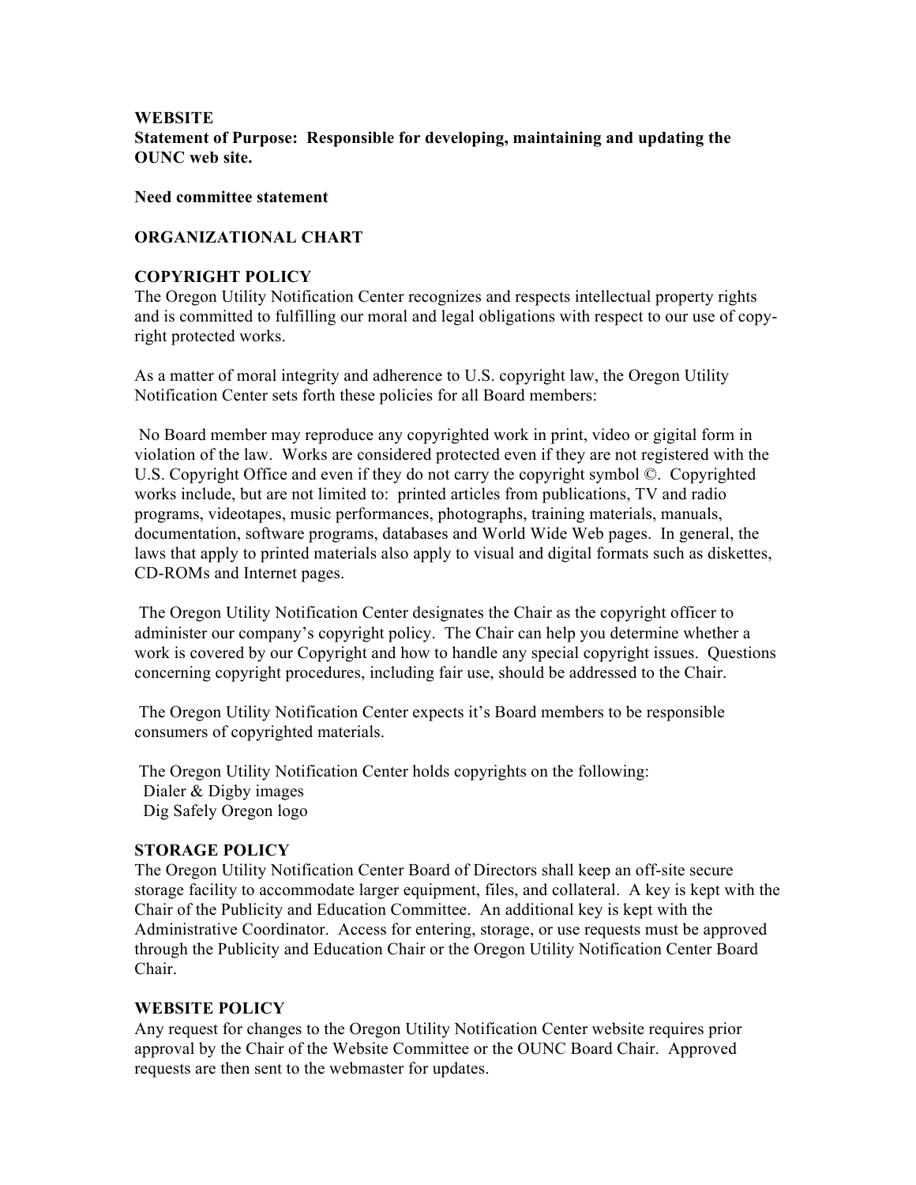**WEBSITE**
**Statement of Purpose: Responsible for developing, maintaining and updating the OUNC web site.**

**Need committee statement**

**ORGANIZATIONAL CHART**

**COPYRIGHT POLICY**
The Oregon Utility Notification Center recognizes and respects intellectual property rights and is committed to fulfilling our moral and legal obligations with respect to our use of copy-right protected works.

As a matter of moral integrity and adherence to U.S. copyright law, the Oregon Utility Notification Center sets forth these policies for all Board members:

No Board member may reproduce any copyrighted work in print, video or gigital form in violation of the law. Works are considered protected even if they are not registered with the U.S. Copyright Office and even if they do not carry the copyright symbol ©. Copyrighted works include, but are not limited to: printed articles from publications, TV and radio programs, videotapes, music performances, photographs, training materials, manuals, documentation, software programs, databases and World Wide Web pages. In general, the laws that apply to printed materials also apply to visual and digital formats such as diskettes, CD-ROMs and Internet pages.

The Oregon Utility Notification Center designates the Chair as the copyright officer to administer our company's copyright policy. The Chair can help you determine whether a work is covered by our Copyright and how to handle any special copyright issues. Questions concerning copyright procedures, including fair use, should be addressed to the Chair.

The Oregon Utility Notification Center expects it's Board members to be responsible consumers of copyrighted materials.

The Oregon Utility Notification Center holds copyrights on the following:
Dialer & Digby images
Dig Safely Oregon logo

**STORAGE POLICY**
The Oregon Utility Notification Center Board of Directors shall keep an off-site secure storage facility to accommodate larger equipment, files, and collateral. A key is kept with the Chair of the Publicity and Education Committee. An additional key is kept with the Administrative Coordinator. Access for entering, storage, or use requests must be approved through the Publicity and Education Chair or the Oregon Utility Notification Center Board Chair.

**WEBSITE POLICY**
Any request for changes to the Oregon Utility Notification Center website requires prior approval by the Chair of the Website Committee or the OUNC Board Chair. Approved requests are then sent to the webmaster for updates.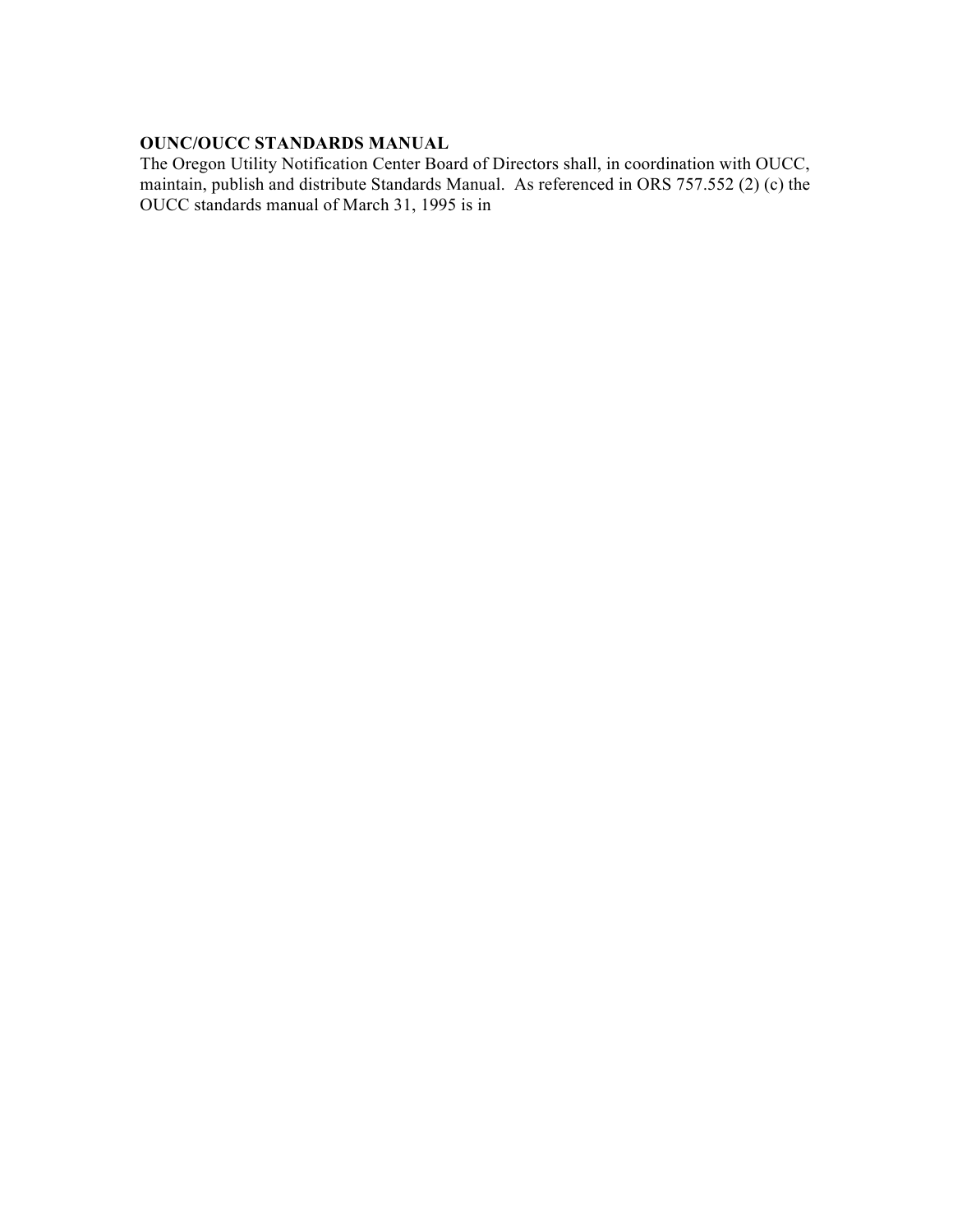**OUNC/OUCC STANDARDS MANUAL**

The Oregon Utility Notification Center Board of Directors shall, in coordination with OUCC, maintain, publish and distribute Standards Manual. As referenced in ORS 757.552 (2) (c) the OUCC standards manual of March 31, 1995 is in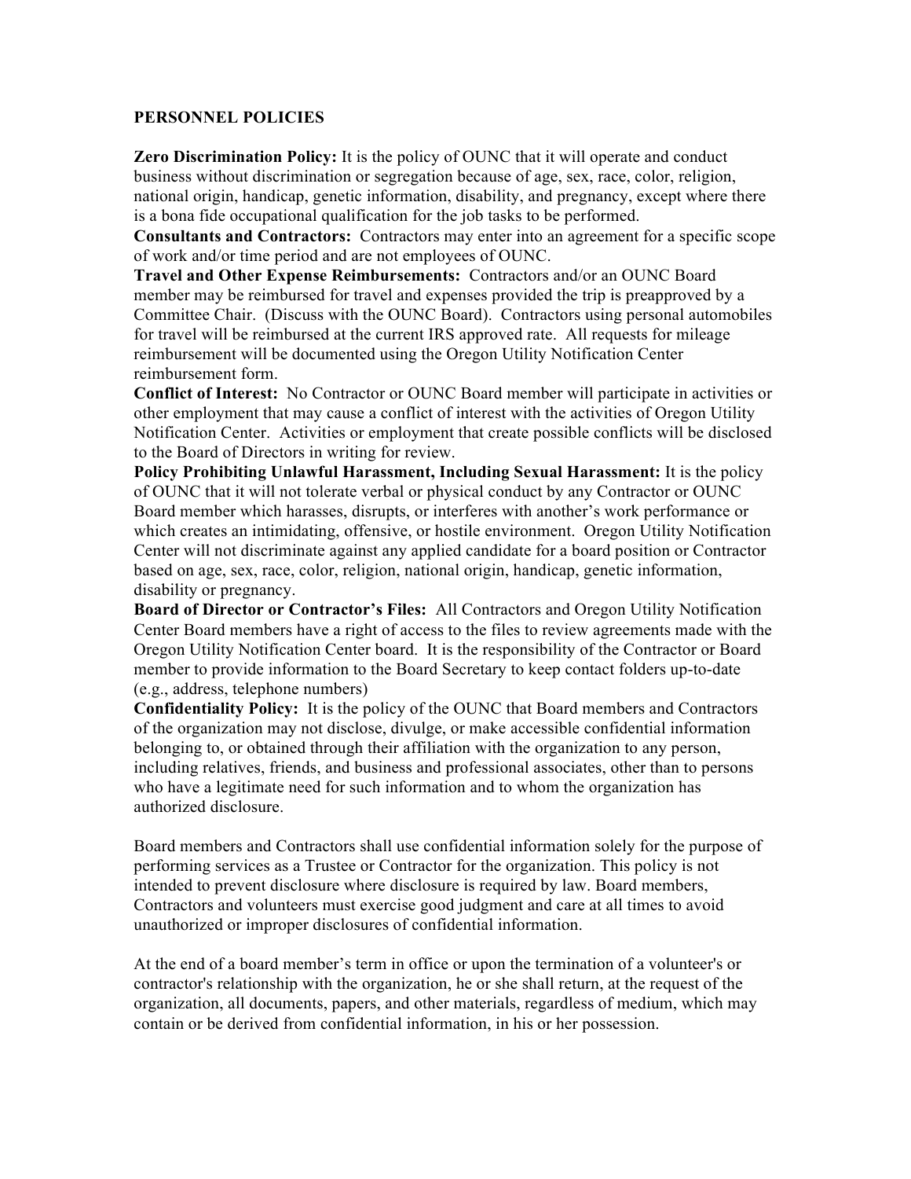## PERSONNEL POLICIES

**Zero Discrimination Policy:** It is the policy of OUNC that it will operate and conduct business without discrimination or segregation because of age, sex, race, color, religion, national origin, handicap, genetic information, disability, and pregnancy, except where there is a bona fide occupational qualification for the job tasks to be performed.

**Consultants and Contractors:** Contractors may enter into an agreement for a specific scope of work and/or time period and are not employees of OUNC.

**Travel and Other Expense Reimbursements:** Contractors and/or an OUNC Board member may be reimbursed for travel and expenses provided the trip is preapproved by a Committee Chair. (Discuss with the OUNC Board). Contractors using personal automobiles for travel will be reimbursed at the current IRS approved rate. All requests for mileage reimbursement will be documented using the Oregon Utility Notification Center reimbursement form.

**Conflict of Interest:** No Contractor or OUNC Board member will participate in activities or other employment that may cause a conflict of interest with the activities of Oregon Utility Notification Center. Activities or employment that create possible conflicts will be disclosed to the Board of Directors in writing for review.

**Policy Prohibiting Unlawful Harassment, Including Sexual Harassment:** It is the policy of OUNC that it will not tolerate verbal or physical conduct by any Contractor or OUNC Board member which harasses, disrupts, or interferes with another's work performance or which creates an intimidating, offensive, or hostile environment. Oregon Utility Notification Center will not discriminate against any applied candidate for a board position or Contractor based on age, sex, race, color, religion, national origin, handicap, genetic information, disability or pregnancy.

**Board of Director or Contractor's Files:** All Contractors and Oregon Utility Notification Center Board members have a right of access to the files to review agreements made with the Oregon Utility Notification Center board. It is the responsibility of the Contractor or Board member to provide information to the Board Secretary to keep contact folders up-to-date (e.g., address, telephone numbers)

**Confidentiality Policy:** It is the policy of the OUNC that Board members and Contractors of the organization may not disclose, divulge, or make accessible confidential information belonging to, or obtained through their affiliation with the organization to any person, including relatives, friends, and business and professional associates, other than to persons who have a legitimate need for such information and to whom the organization has authorized disclosure.

Board members and Contractors shall use confidential information solely for the purpose of performing services as a Trustee or Contractor for the organization. This policy is not intended to prevent disclosure where disclosure is required by law. Board members, Contractors and volunteers must exercise good judgment and care at all times to avoid unauthorized or improper disclosures of confidential information.

At the end of a board member's term in office or upon the termination of a volunteer's or contractor's relationship with the organization, he or she shall return, at the request of the organization, all documents, papers, and other materials, regardless of medium, which may contain or be derived from confidential information, in his or her possession.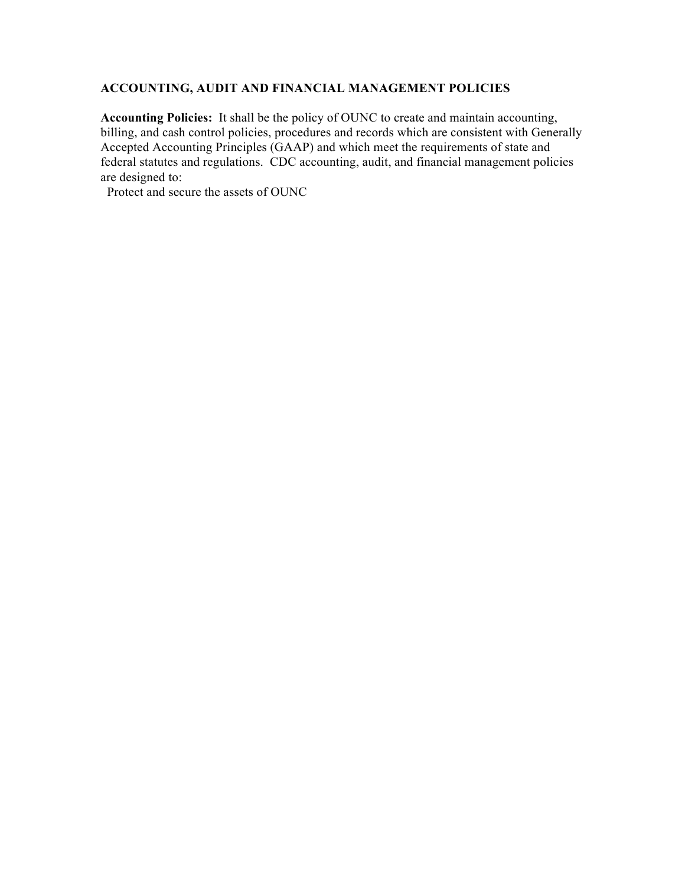**ACCOUNTING, AUDIT AND FINANCIAL MANAGEMENT POLICIES**

**Accounting Policies:** It shall be the policy of OUNC to create and maintain accounting, billing, and cash control policies, procedures and records which are consistent with Generally Accepted Accounting Principles (GAAP) and which meet the requirements of state and federal statutes and regulations. CDC accounting, audit, and financial management policies are designed to:

Protect and secure the assets of OUNC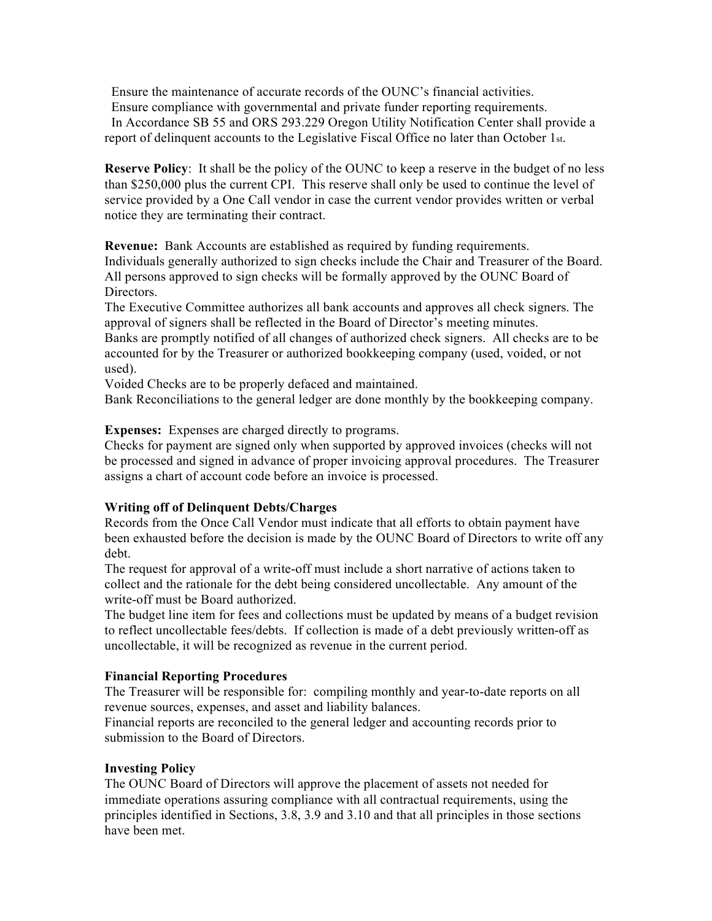Ensure the maintenance of accurate records of the OUNC's financial activities.
Ensure compliance with governmental and private funder reporting requirements.
In Accordance SB 55 and ORS 293.229 Oregon Utility Notification Center shall provide a report of delinquent accounts to the Legislative Fiscal Office no later than October 1st.

**Reserve Policy**: It shall be the policy of the OUNC to keep a reserve in the budget of no less than $250,000 plus the current CPI. This reserve shall only be used to continue the level of service provided by a One Call vendor in case the current vendor provides written or verbal notice they are terminating their contract.

**Revenue:** Bank Accounts are established as required by funding requirements.
Individuals generally authorized to sign checks include the Chair and Treasurer of the Board. All persons approved to sign checks will be formally approved by the OUNC Board of Directors.
The Executive Committee authorizes all bank accounts and approves all check signers. The approval of signers shall be reflected in the Board of Director's meeting minutes.
Banks are promptly notified of all changes of authorized check signers. All checks are to be accounted for by the Treasurer or authorized bookkeeping company (used, voided, or not used).
Voided Checks are to be properly defaced and maintained.
Bank Reconciliations to the general ledger are done monthly by the bookkeeping company.

**Expenses:** Expenses are charged directly to programs.
Checks for payment are signed only when supported by approved invoices (checks will not be processed and signed in advance of proper invoicing approval procedures. The Treasurer assigns a chart of account code before an invoice is processed.

**Writing off of Delinquent Debts/Charges**
Records from the Once Call Vendor must indicate that all efforts to obtain payment have been exhausted before the decision is made by the OUNC Board of Directors to write off any debt.
The request for approval of a write-off must include a short narrative of actions taken to collect and the rationale for the debt being considered uncollectable. Any amount of the write-off must be Board authorized.
The budget line item for fees and collections must be updated by means of a budget revision to reflect uncollectable fees/debts. If collection is made of a debt previously written-off as uncollectable, it will be recognized as revenue in the current period.

**Financial Reporting Procedures**
The Treasurer will be responsible for: compiling monthly and year-to-date reports on all revenue sources, expenses, and asset and liability balances.
Financial reports are reconciled to the general ledger and accounting records prior to submission to the Board of Directors.

**Investing Policy**
The OUNC Board of Directors will approve the placement of assets not needed for immediate operations assuring compliance with all contractual requirements, using the principles identified in Sections, 3.8, 3.9 and 3.10 and that all principles in those sections have been met.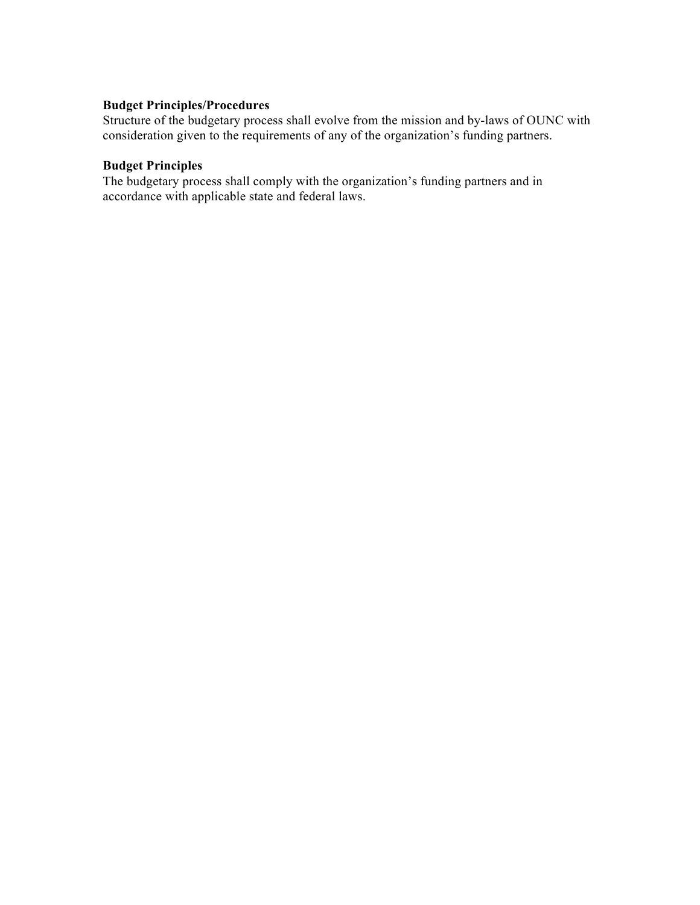**Budget Principles/Procedures**
Structure of the budgetary process shall evolve from the mission and by-laws of OUNC with consideration given to the requirements of any of the organization's funding partners.

**Budget Principles**
The budgetary process shall comply with the organization's funding partners and in accordance with applicable state and federal laws.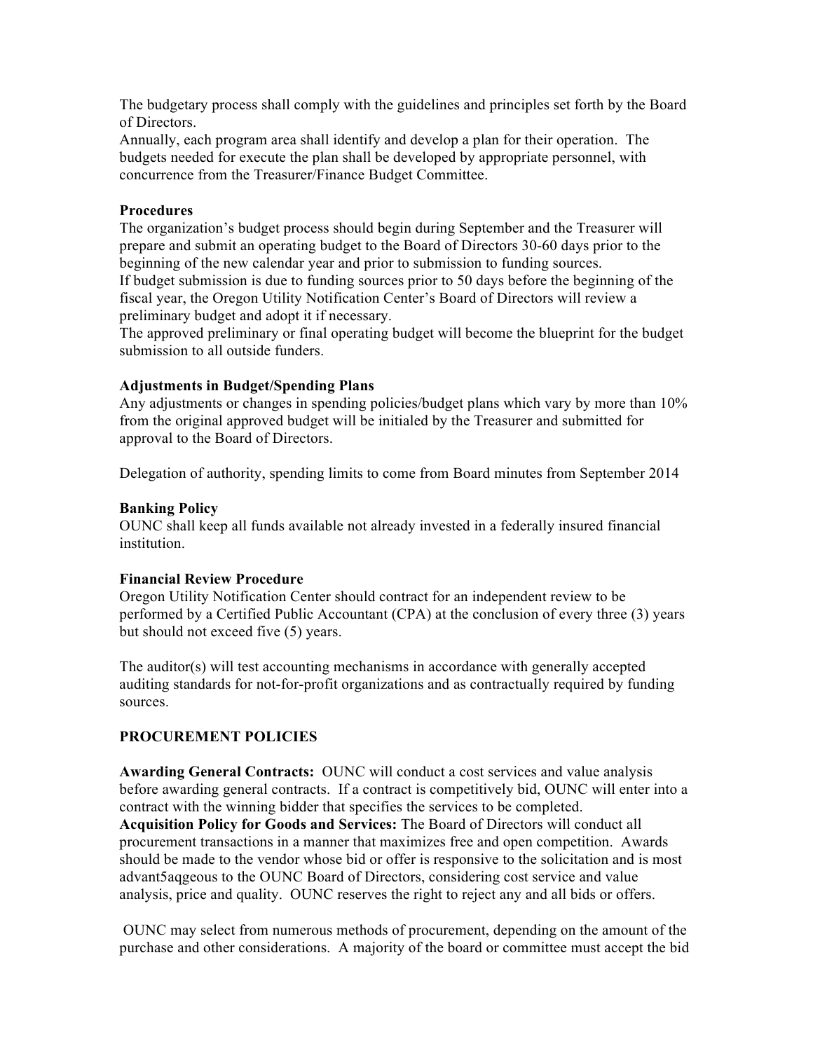The budgetary process shall comply with the guidelines and principles set forth by the Board of Directors.
Annually, each program area shall identify and develop a plan for their operation. The budgets needed for execute the plan shall be developed by appropriate personnel, with concurrence from the Treasurer/Finance Budget Committee.

**Procedures**
The organization's budget process should begin during September and the Treasurer will prepare and submit an operating budget to the Board of Directors 30-60 days prior to the beginning of the new calendar year and prior to submission to funding sources.
If budget submission is due to funding sources prior to 50 days before the beginning of the fiscal year, the Oregon Utility Notification Center's Board of Directors will review a preliminary budget and adopt it if necessary.
The approved preliminary or final operating budget will become the blueprint for the budget submission to all outside funders.

**Adjustments in Budget/Spending Plans**
Any adjustments or changes in spending policies/budget plans which vary by more than 10% from the original approved budget will be initialed by the Treasurer and submitted for approval to the Board of Directors.

Delegation of authority, spending limits to come from Board minutes from September 2014

**Banking Policy**
OUNC shall keep all funds available not already invested in a federally insured financial institution.

**Financial Review Procedure**
Oregon Utility Notification Center should contract for an independent review to be performed by a Certified Public Accountant (CPA) at the conclusion of every three (3) years but should not exceed five (5) years.

The auditor(s) will test accounting mechanisms in accordance with generally accepted auditing standards for not-for-profit organizations and as contractually required by funding sources.

**PROCUREMENT POLICIES**

**Awarding General Contracts:** OUNC will conduct a cost services and value analysis before awarding general contracts. If a contract is competitively bid, OUNC will enter into a contract with the winning bidder that specifies the services to be completed.
**Acquisition Policy for Goods and Services:** The Board of Directors will conduct all procurement transactions in a manner that maximizes free and open competition. Awards should be made to the vendor whose bid or offer is responsive to the solicitation and is most advant5aqgeous to the OUNC Board of Directors, considering cost service and value analysis, price and quality. OUNC reserves the right to reject any and all bids or offers.

OUNC may select from numerous methods of procurement, depending on the amount of the purchase and other considerations. A majority of the board or committee must accept the bid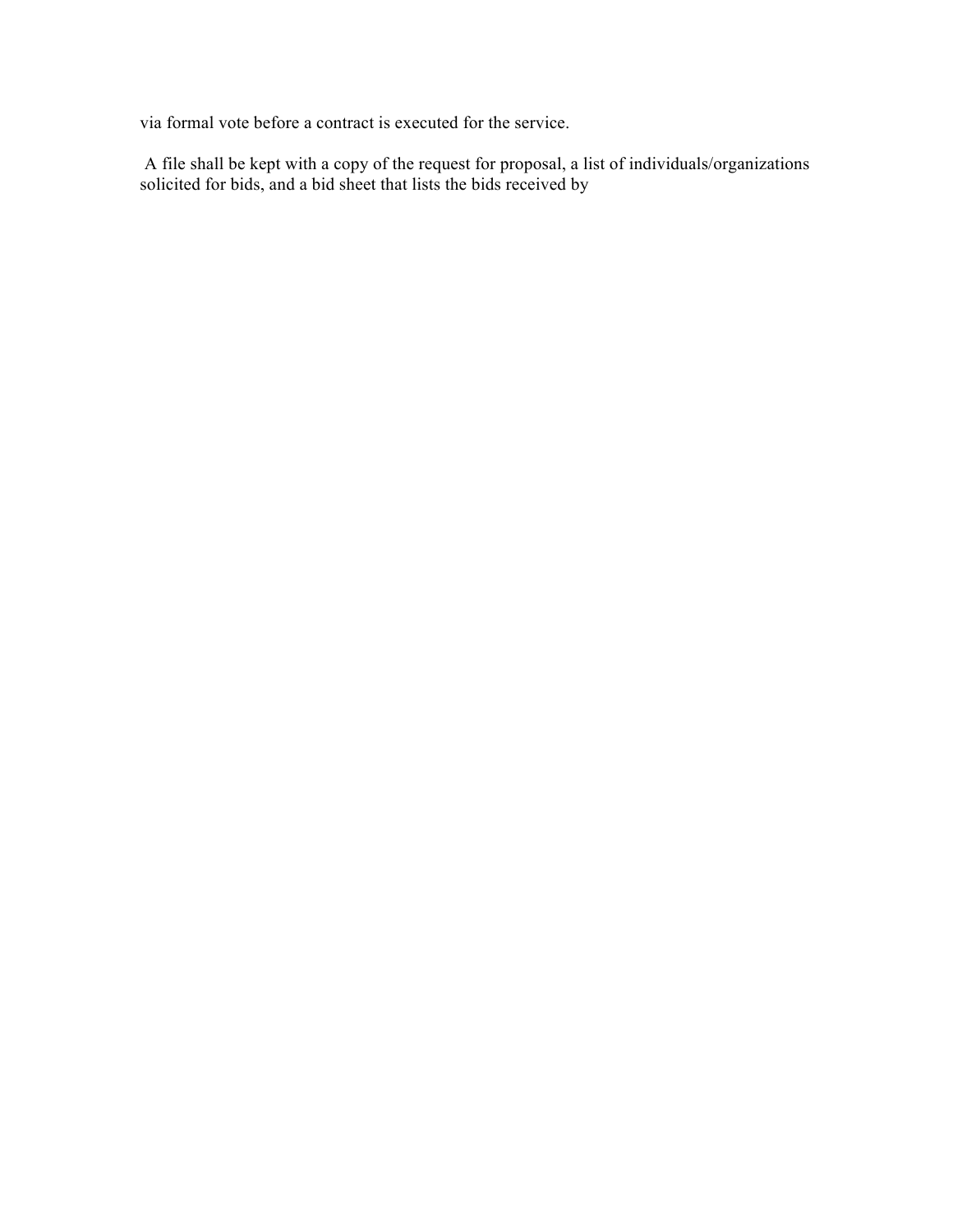via formal vote before a contract is executed for the service.

A file shall be kept with a copy of the request for proposal, a list of individuals/organizations solicited for bids, and a bid sheet that lists the bids received by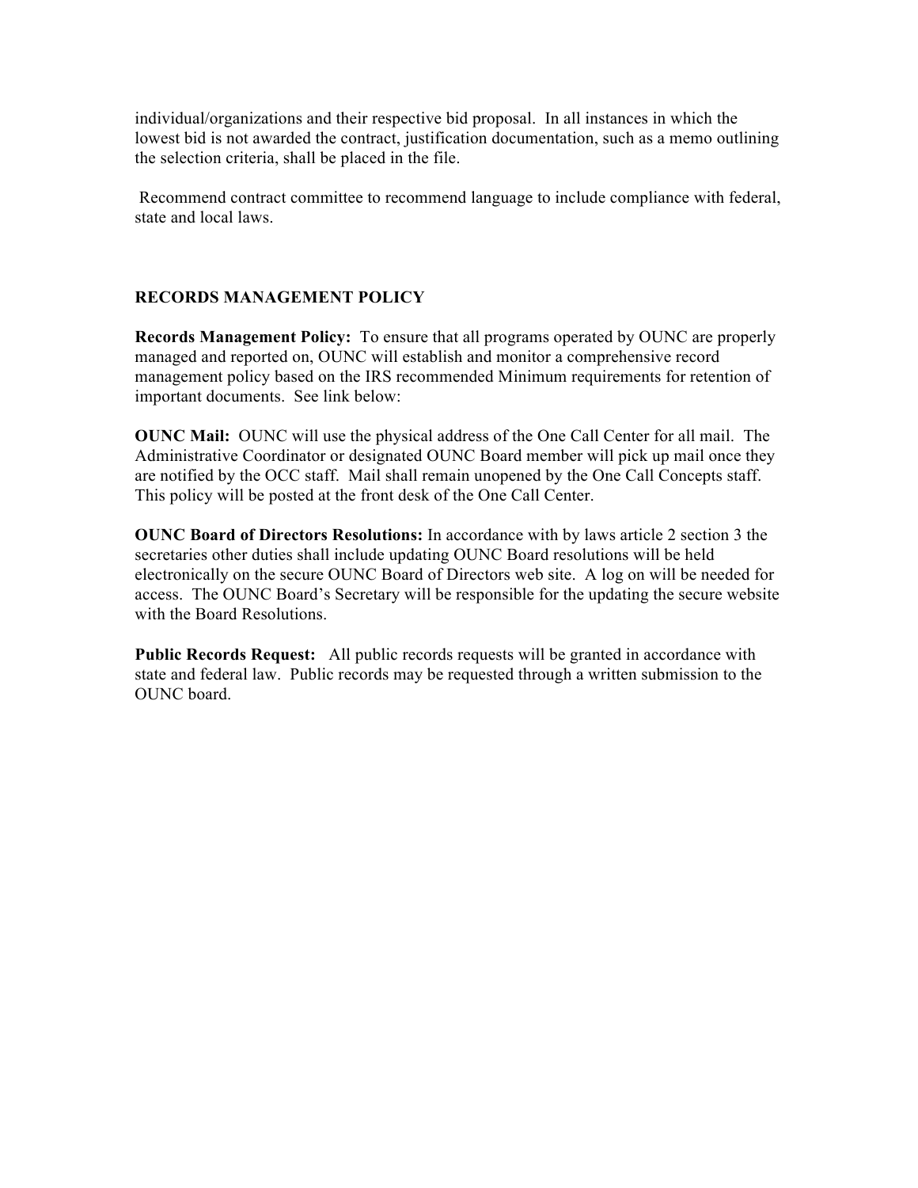individual/organizations and their respective bid proposal. In all instances in which the lowest bid is not awarded the contract, justification documentation, such as a memo outlining the selection criteria, shall be placed in the file.

Recommend contract committee to recommend language to include compliance with federal, state and local laws.

## RECORDS MANAGEMENT POLICY

**Records Management Policy:** To ensure that all programs operated by OUNC are properly managed and reported on, OUNC will establish and monitor a comprehensive record management policy based on the IRS recommended Minimum requirements for retention of important documents. See link below:

**OUNC Mail:** OUNC will use the physical address of the One Call Center for all mail. The Administrative Coordinator or designated OUNC Board member will pick up mail once they are notified by the OCC staff. Mail shall remain unopened by the One Call Concepts staff. This policy will be posted at the front desk of the One Call Center.

**OUNC Board of Directors Resolutions:** In accordance with by laws article 2 section 3 the secretaries other duties shall include updating OUNC Board resolutions will be held electronically on the secure OUNC Board of Directors web site. A log on will be needed for access. The OUNC Board's Secretary will be responsible for the updating the secure website with the Board Resolutions.

**Public Records Request:** All public records requests will be granted in accordance with state and federal law. Public records may be requested through a written submission to the OUNC board.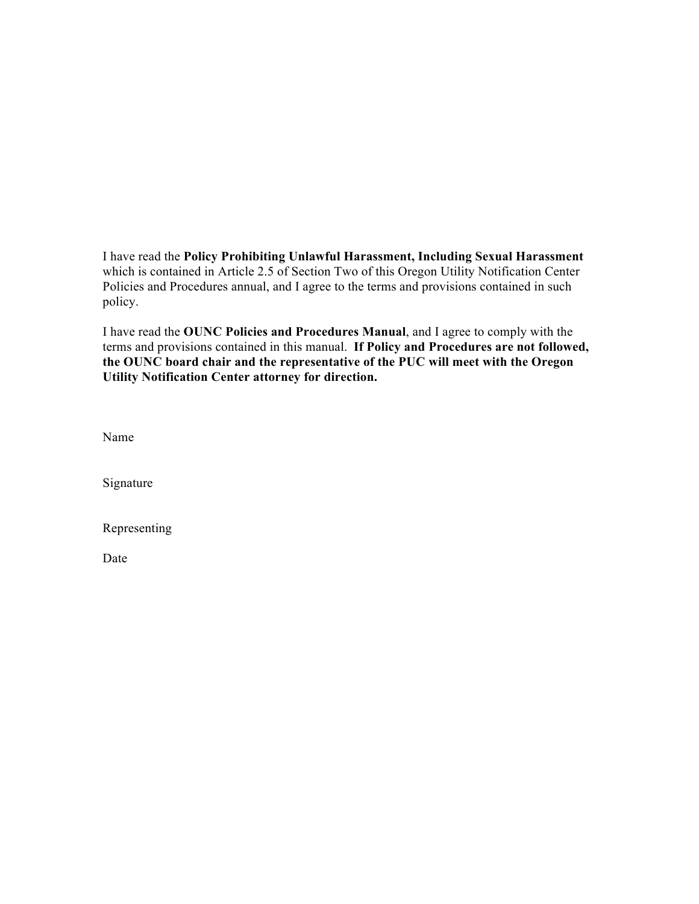I have read the **Policy Prohibiting Unlawful Harassment, Including Sexual Harassment** which is contained in Article 2.5 of Section Two of this Oregon Utility Notification Center Policies and Procedures annual, and I agree to the terms and provisions contained in such policy.

I have read the **OUNC Policies and Procedures Manual**, and I agree to comply with the terms and provisions contained in this manual. **If Policy and Procedures are not followed, the OUNC board chair and the representative of the PUC will meet with the Oregon Utility Notification Center attorney for direction.**

Name

Signature

Representing

Date